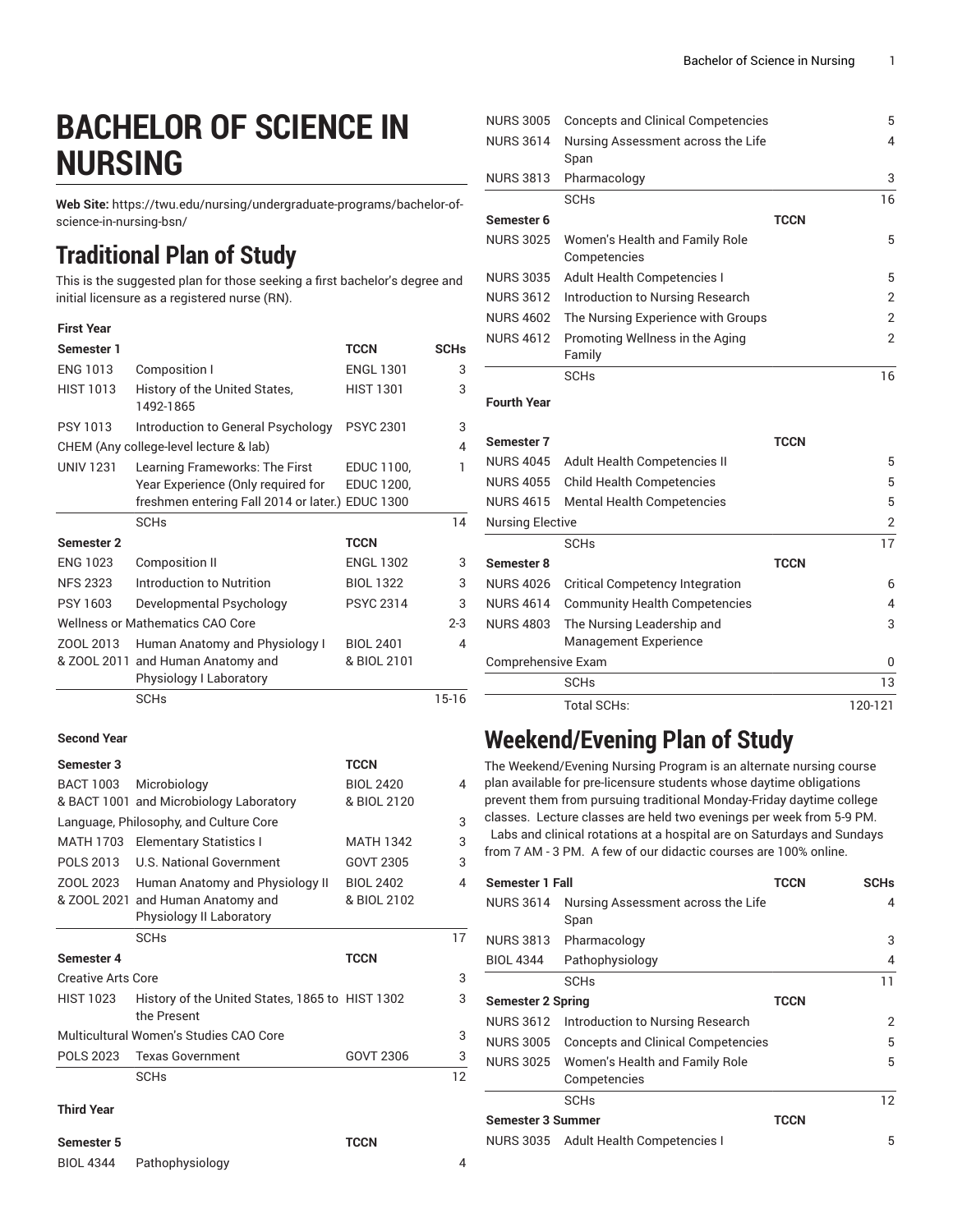# BACHELOR OF SCIENCE IN NURSING

**Web Site:** https://twu.edu/nursing/undergraduate-programs/bachelor-of-science-in-nursing-bsn/

## Traditional Plan of Study

This is the suggested plan for those seeking a first bachelor's degree and initial licensure as a registered nurse (RN).

| First Year | | | |
|---|---|---|---|
| **Semester 1** | | **TCCN** | **SCHs** |
| ENG 1013 | Composition I | ENGL 1301 | 3 |
| HIST 1013 | History of the United States, 1492-1865 | HIST 1301 | 3 |
| PSY 1013 | Introduction to General Psychology | PSYC 2301 | 3 |
| CHEM (Any college-level lecture & lab) | | | 4 |
| UNIV 1231 | Learning Frameworks: The First Year Experience (Only required for freshmen entering Fall 2014 or later.) | EDUC 1100, EDUC 1200, EDUC 1300 | 1 |
| | SCHs | | 14 |
| **Semester 2** | | **TCCN** | |
| ENG 1023 | Composition II | ENGL 1302 | 3 |
| NFS 2323 | Introduction to Nutrition | BIOL 1322 | 3 |
| PSY 1603 | Developmental Psychology | PSYC 2314 | 3 |
| Wellness or Mathematics CAO Core | | | 2-3 |
| ZOOL 2013 & ZOOL 2011 | Human Anatomy and Physiology I and Human Anatomy and Physiology I Laboratory | BIOL 2401 & BIOL 2101 | 4 |
| | SCHs | | 15-16 |
| **Second Year** | | | |
| **Semester 3** | | **TCCN** | |
| BACT 1003 & BACT 1001 | Microbiology and Microbiology Laboratory | BIOL 2420 & BIOL 2120 | 4 |
| Language, Philosophy, and Culture Core | | | 3 |
| MATH 1703 | Elementary Statistics I | MATH 1342 | 3 |
| POLS 2013 | U.S. National Government | GOVT 2305 | 3 |
| ZOOL 2023 & ZOOL 2021 | Human Anatomy and Physiology II and Human Anatomy and Physiology II Laboratory | BIOL 2402 & BIOL 2102 | 4 |
| | SCHs | | 17 |
| **Semester 4** | | **TCCN** | |
| Creative Arts Core | | | 3 |
| HIST 1023 | History of the United States, 1865 to the Present | HIST 1302 | 3 |
| Multicultural Women's Studies CAO Core | | | 3 |
| POLS 2023 | Texas Government | GOVT 2306 | 3 |
| | SCHs | | 12 |
| **Third Year** | | | |
| **Semester 5** | | **TCCN** | |
| BIOL 4344 | Pathophysiology | | 4 |
| NURS 3005 | Concepts and Clinical Competencies | | 5 |
| NURS 3614 | Nursing Assessment across the Life Span | | 4 |
| NURS 3813 | Pharmacology | | 3 |
| | SCHs | | 16 |
| **Semester 6** | | **TCCN** | |
| NURS 3025 | Women's Health and Family Role Competencies | | 5 |
| NURS 3035 | Adult Health Competencies I | | 5 |
| NURS 3612 | Introduction to Nursing Research | | 2 |
| NURS 4602 | The Nursing Experience with Groups | | 2 |
| NURS 4612 | Promoting Wellness in the Aging Family | | 2 |
| | SCHs | | 16 |
| **Fourth Year** | | | |
| **Semester 7** | | **TCCN** | |
| NURS 4045 | Adult Health Competencies II | | 5 |
| NURS 4055 | Child Health Competencies | | 5 |
| NURS 4615 | Mental Health Competencies | | 5 |
| Nursing Elective | | | 2 |
| | SCHs | | 17 |
| **Semester 8** | | **TCCN** | |
| NURS 4026 | Critical Competency Integration | | 6 |
| NURS 4614 | Community Health Competencies | | 4 |
| NURS 4803 | The Nursing Leadership and Management Experience | | 3 |
| Comprehensive Exam | | | 0 |
| | SCHs | | 13 |
| | Total SCHs: | | 120-121 |

## Weekend/Evening Plan of Study

The Weekend/Evening Nursing Program is an alternate nursing course plan available for pre-licensure students whose daytime obligations prevent them from pursuing traditional Monday-Friday daytime college classes. Lecture classes are held two evenings per week from 5-9 PM. Labs and clinical rotations at a hospital are on Saturdays and Sundays from 7 AM - 3 PM. A few of our didactic courses are 100% online.

| **Semester 1 Fall** | | **TCCN** | **SCHs** |
|---|---|---|---|
| NURS 3614 | Nursing Assessment across the Life Span | | 4 |
| NURS 3813 | Pharmacology | | 3 |
| BIOL 4344 | Pathophysiology | | 4 |
| | SCHs | | 11 |
| **Semester 2 Spring** | | **TCCN** | |
| NURS 3612 | Introduction to Nursing Research | | 2 |
| NURS 3005 | Concepts and Clinical Competencies | | 5 |
| NURS 3025 | Women's Health and Family Role Competencies | | 5 |
| | SCHs | | 12 |
| **Semester 3 Summer** | | **TCCN** | |
| NURS 3035 | Adult Health Competencies I | | 5 |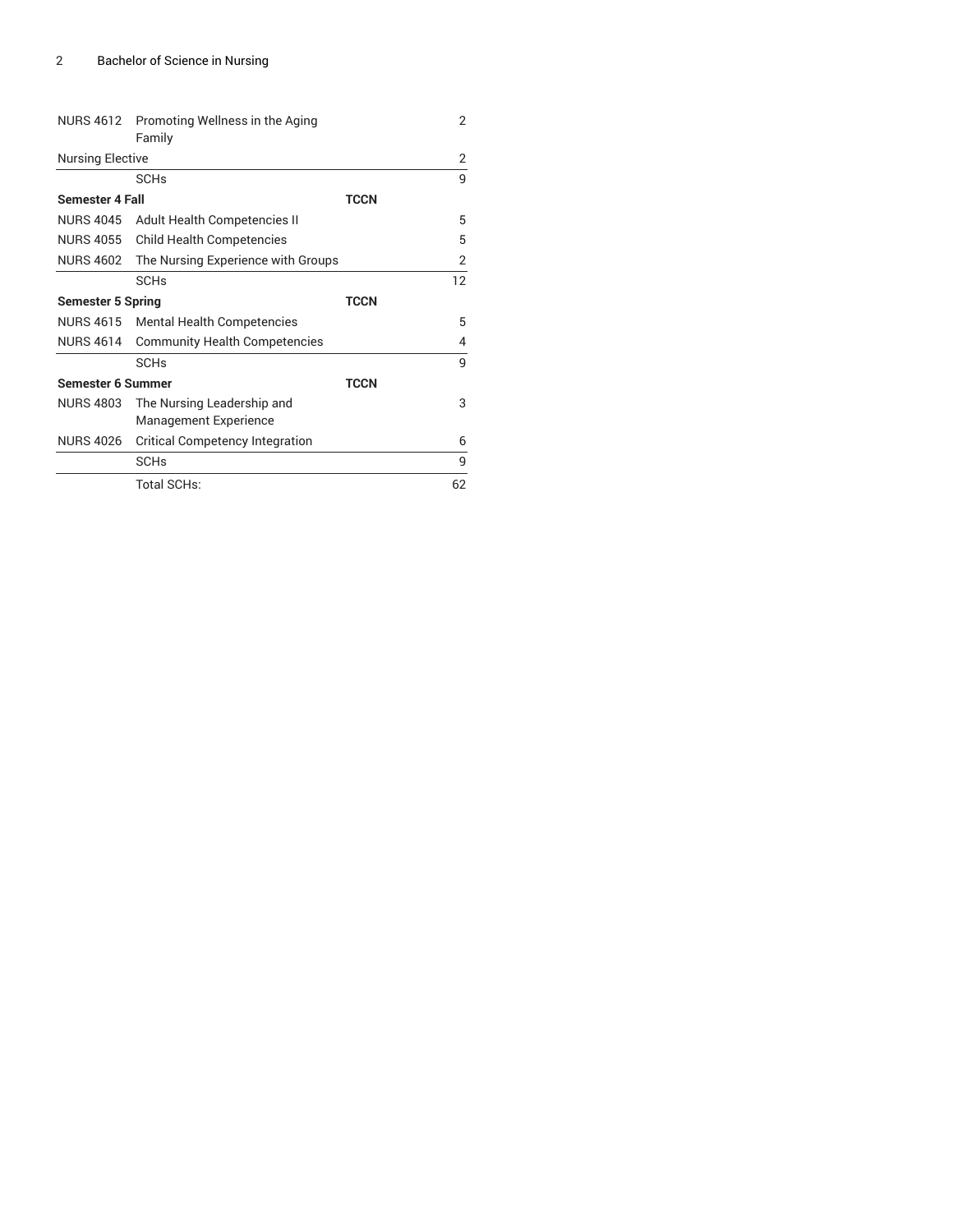| | | | |
|---|---|---|---|
| NURS 4612 | Promoting Wellness in the Aging Family | | 2 |
| Nursing Elective | | | 2 |
| | SCHs | | 9 |
| **Semester 4 Fall** | | **TCCN** | |
| NURS 4045 | Adult Health Competencies II | | 5 |
| NURS 4055 | Child Health Competencies | | 5 |
| NURS 4602 | The Nursing Experience with Groups | | 2 |
| | SCHs | | 12 |
| **Semester 5 Spring** | | **TCCN** | |
| NURS 4615 | Mental Health Competencies | | 5 |
| NURS 4614 | Community Health Competencies | | 4 |
| | SCHs | | 9 |
| **Semester 6 Summer** | | **TCCN** | |
| NURS 4803 | The Nursing Leadership and Management Experience | | 3 |
| NURS 4026 | Critical Competency Integration | | 6 |
| | SCHs | | 9 |
| | Total SCHs: | | 62 |